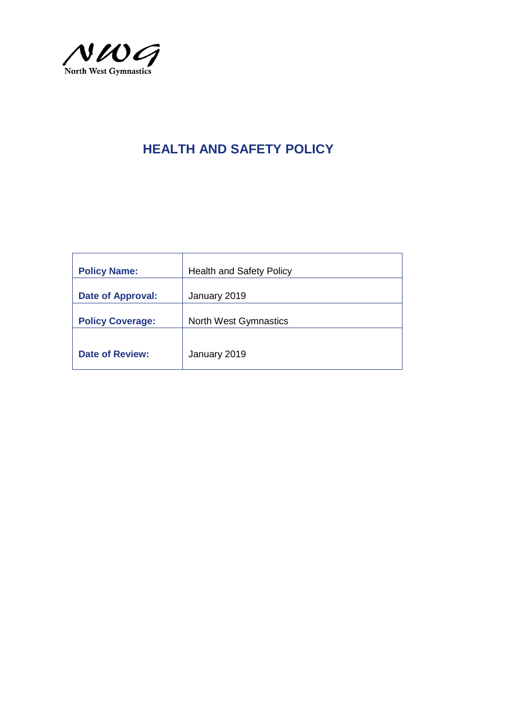NWG
North West Gymnastics

# HEALTH AND SAFETY POLICY

| | |
|---|---|
| **Policy Name:** | Health and Safety Policy |
| **Date of Approval:** | January 2019 |
| **Policy Coverage:** | North West Gymnastics |
| **Date of Review:** | January 2019 |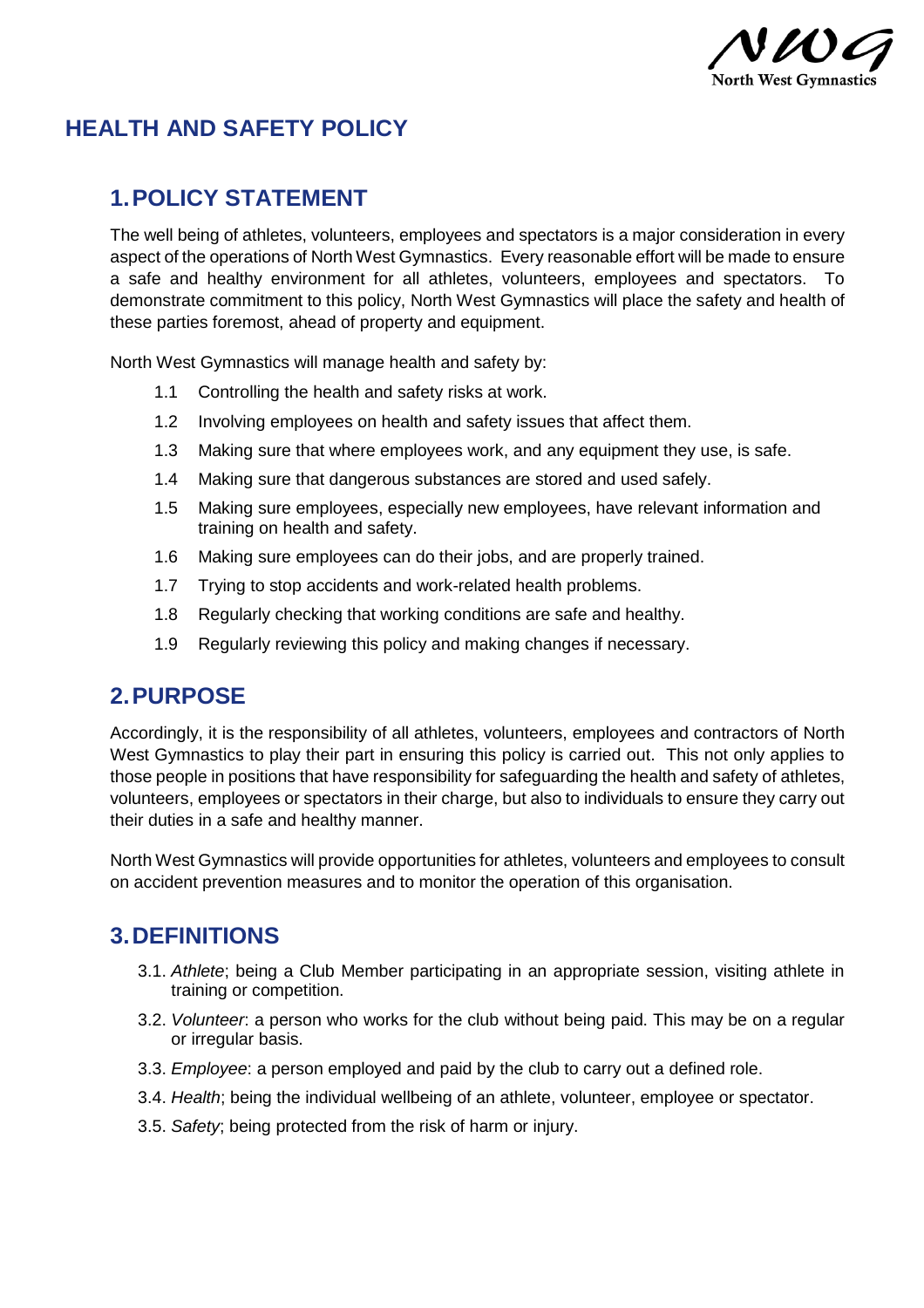# HEALTH AND SAFETY POLICY

## 1. POLICY STATEMENT

The well being of athletes, volunteers, employees and spectators is a major consideration in every aspect of the operations of North West Gymnastics. Every reasonable effort will be made to ensure a safe and healthy environment for all athletes, volunteers, employees and spectators. To demonstrate commitment to this policy, North West Gymnastics will place the safety and health of these parties foremost, ahead of property and equipment.

North West Gymnastics will manage health and safety by:

- 1.1 Controlling the health and safety risks at work.
- 1.2 Involving employees on health and safety issues that affect them.
- 1.3 Making sure that where employees work, and any equipment they use, is safe.
- 1.4 Making sure that dangerous substances are stored and used safely.
- 1.5 Making sure employees, especially new employees, have relevant information and training on health and safety.
- 1.6 Making sure employees can do their jobs, and are properly trained.
- 1.7 Trying to stop accidents and work-related health problems.
- 1.8 Regularly checking that working conditions are safe and healthy.
- 1.9 Regularly reviewing this policy and making changes if necessary.

## 2. PURPOSE

Accordingly, it is the responsibility of all athletes, volunteers, employees and contractors of North West Gymnastics to play their part in ensuring this policy is carried out. This not only applies to those people in positions that have responsibility for safeguarding the health and safety of athletes, volunteers, employees or spectators in their charge, but also to individuals to ensure they carry out their duties in a safe and healthy manner.

North West Gymnastics will provide opportunities for athletes, volunteers and employees to consult on accident prevention measures and to monitor the operation of this organisation.

## 3. DEFINITIONS

- 3.1. *Athlete*; being a Club Member participating in an appropriate session, visiting athlete in training or competition.
- 3.2. *Volunteer*: a person who works for the club without being paid. This may be on a regular or irregular basis.
- 3.3. *Employee*: a person employed and paid by the club to carry out a defined role.
- 3.4. *Health*; being the individual wellbeing of an athlete, volunteer, employee or spectator.
- 3.5. *Safety*; being protected from the risk of harm or injury.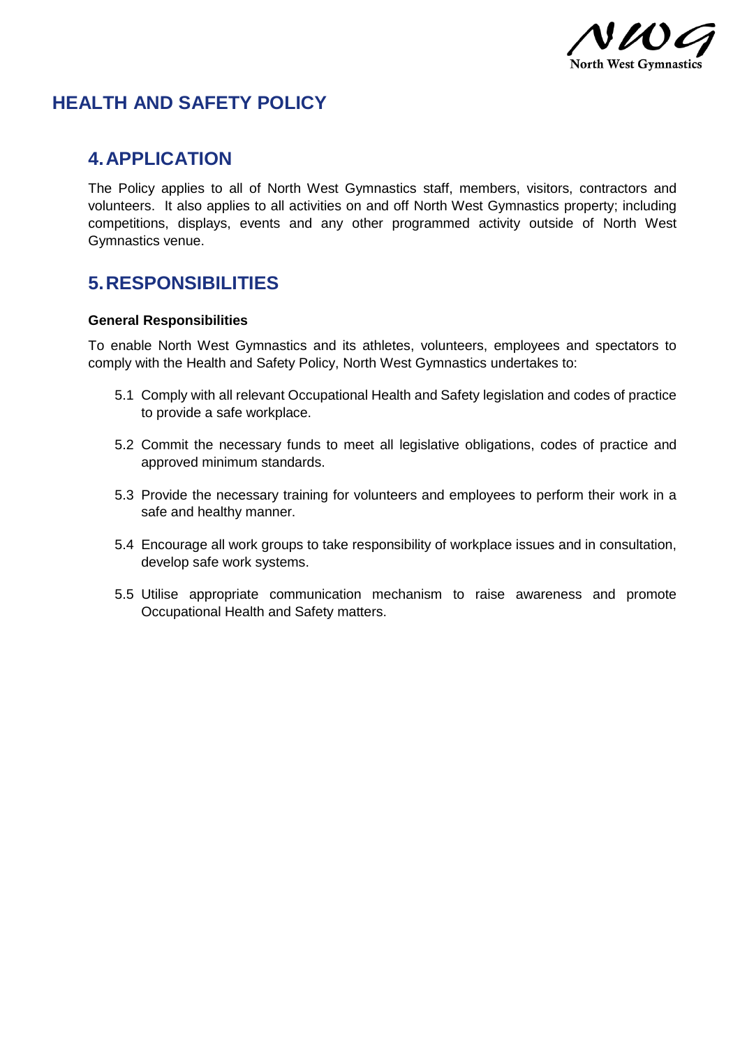# HEALTH AND SAFETY POLICY

## 4. APPLICATION

The Policy applies to all of North West Gymnastics staff, members, visitors, contractors and volunteers. It also applies to all activities on and off North West Gymnastics property; including competitions, displays, events and any other programmed activity outside of North West Gymnastics venue.

## 5. RESPONSIBILITIES

**General Responsibilities**

To enable North West Gymnastics and its athletes, volunteers, employees and spectators to comply with the Health and Safety Policy, North West Gymnastics undertakes to:

5.1 Comply with all relevant Occupational Health and Safety legislation and codes of practice to provide a safe workplace.

5.2 Commit the necessary funds to meet all legislative obligations, codes of practice and approved minimum standards.

5.3 Provide the necessary training for volunteers and employees to perform their work in a safe and healthy manner.

5.4 Encourage all work groups to take responsibility of workplace issues and in consultation, develop safe work systems.

5.5 Utilise appropriate communication mechanism to raise awareness and promote Occupational Health and Safety matters.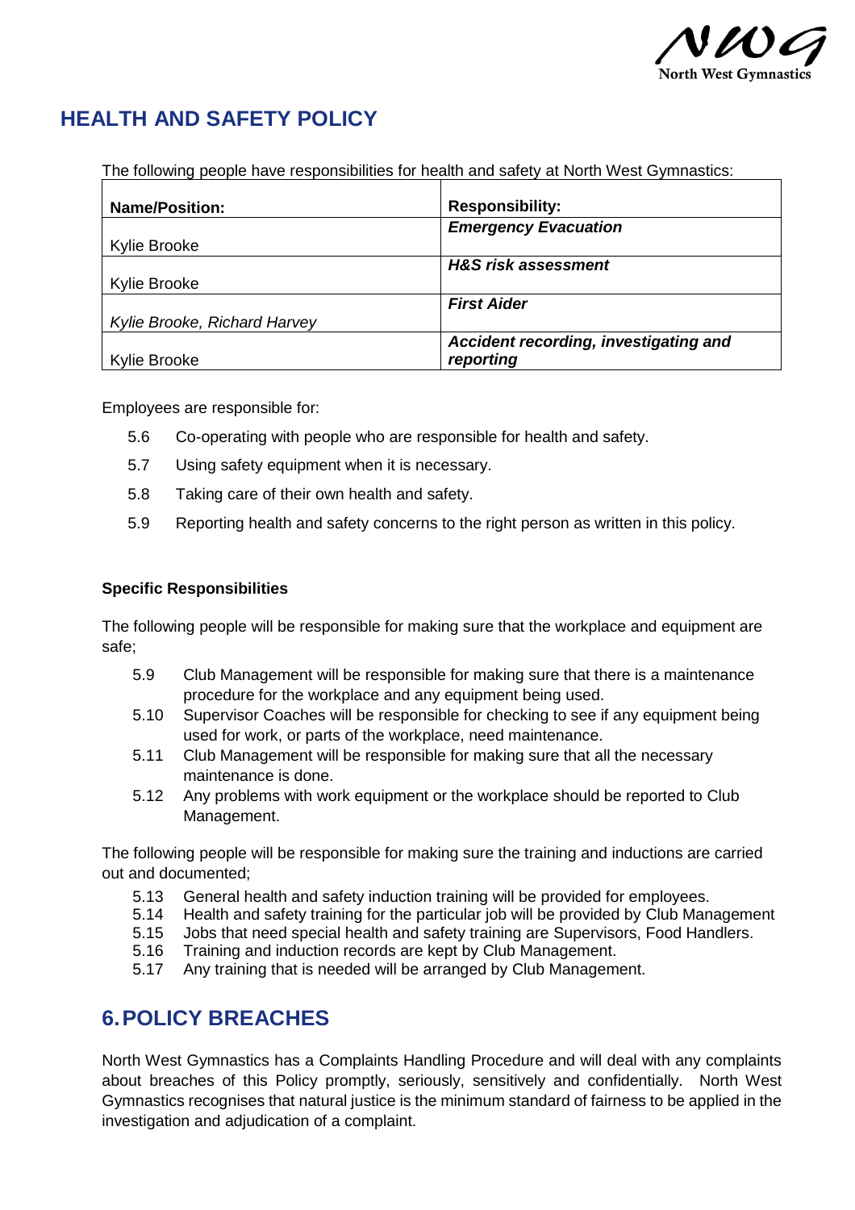## HEALTH AND SAFETY POLICY

The following people have responsibilities for health and safety at North West Gymnastics:

| Name/Position: | Responsibility: |
| --- | --- |
| Kylie Brooke | ***Emergency Evacuation*** |
| Kylie Brooke | ***H&S risk assessment*** |
| *Kylie Brooke, Richard Harvey* | ***First Aider*** |
| Kylie Brooke | ***Accident recording, investigating and reporting*** |

Employees are responsible for:

5.6 Co-operating with people who are responsible for health and safety.

5.7 Using safety equipment when it is necessary.

5.8 Taking care of their own health and safety.

5.9 Reporting health and safety concerns to the right person as written in this policy.

**Specific Responsibilities**

The following people will be responsible for making sure that the workplace and equipment are safe;

5.9 Club Management will be responsible for making sure that there is a maintenance procedure for the workplace and any equipment being used.

5.10 Supervisor Coaches will be responsible for checking to see if any equipment being used for work, or parts of the workplace, need maintenance.

5.11 Club Management will be responsible for making sure that all the necessary maintenance is done.

5.12 Any problems with work equipment or the workplace should be reported to Club Management.

The following people will be responsible for making sure the training and inductions are carried out and documented;

5.13 General health and safety induction training will be provided for employees.

5.14 Health and safety training for the particular job will be provided by Club Management

5.15 Jobs that need special health and safety training are Supervisors, Food Handlers.

5.16 Training and induction records are kept by Club Management.

5.17 Any training that is needed will be arranged by Club Management.

## 6. POLICY BREACHES

North West Gymnastics has a Complaints Handling Procedure and will deal with any complaints about breaches of this Policy promptly, seriously, sensitively and confidentially. North West Gymnastics recognises that natural justice is the minimum standard of fairness to be applied in the investigation and adjudication of a complaint.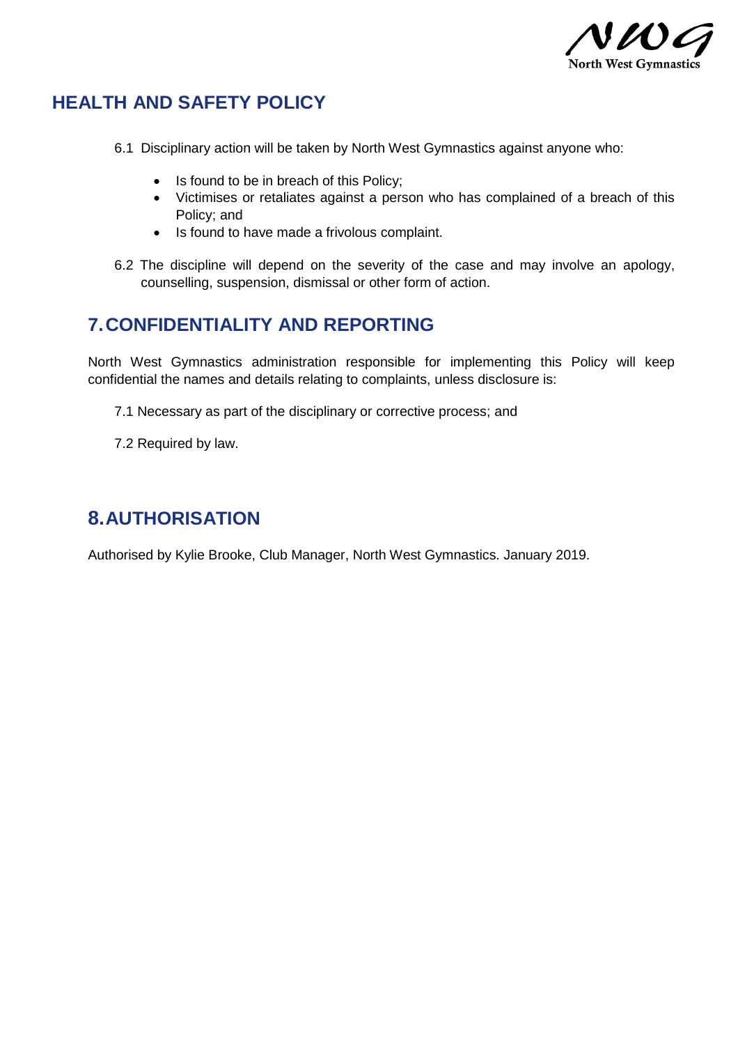## HEALTH AND SAFETY POLICY

6.1 Disciplinary action will be taken by North West Gymnastics against anyone who:

- Is found to be in breach of this Policy;
- Victimises or retaliates against a person who has complained of a breach of this Policy; and
- Is found to have made a frivolous complaint.

6.2 The discipline will depend on the severity of the case and may involve an apology, counselling, suspension, dismissal or other form of action.

## 7. CONFIDENTIALITY AND REPORTING

North West Gymnastics administration responsible for implementing this Policy will keep confidential the names and details relating to complaints, unless disclosure is:

7.1 Necessary as part of the disciplinary or corrective process; and

7.2 Required by law.

## 8. AUTHORISATION

Authorised by Kylie Brooke, Club Manager, North West Gymnastics. January 2019.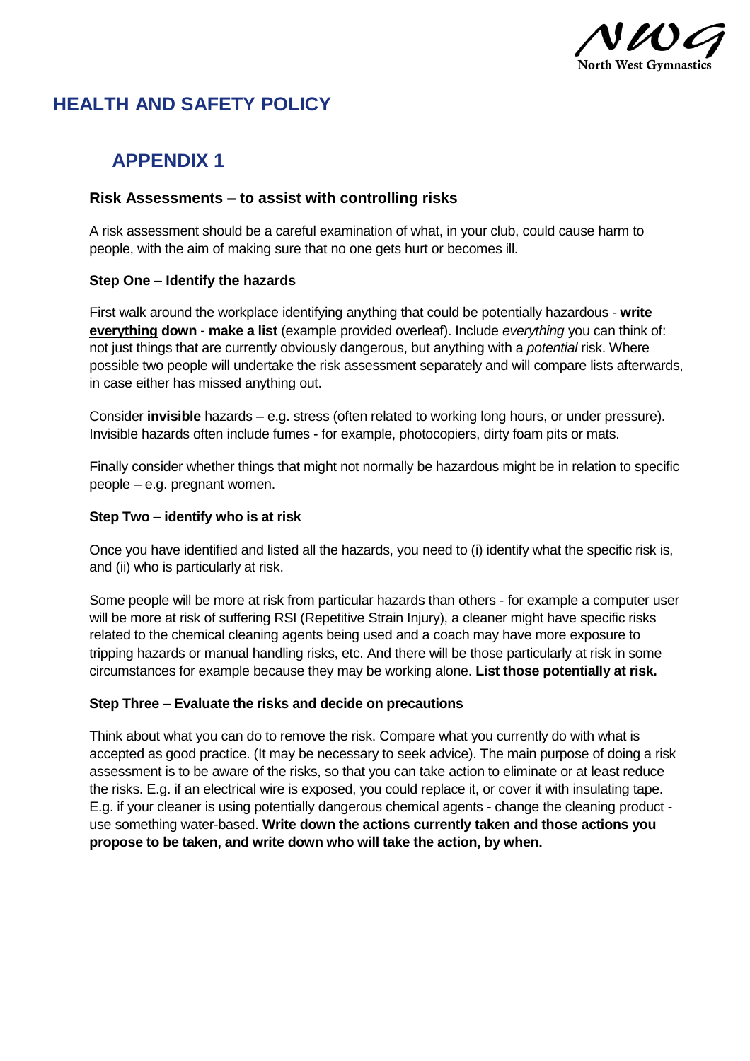# HEALTH AND SAFETY POLICY

## APPENDIX 1

### Risk Assessments – to assist with controlling risks

A risk assessment should be a careful examination of what, in your club, could cause harm to people, with the aim of making sure that no one gets hurt or becomes ill.

**Step One – Identify the hazards**

First walk around the workplace identifying anything that could be potentially hazardous - **write <u>everything</u> down - make a list** (example provided overleaf). Include *everything* you can think of: not just things that are currently obviously dangerous, but anything with a *potential* risk. Where possible two people will undertake the risk assessment separately and will compare lists afterwards, in case either has missed anything out.

Consider **invisible** hazards – e.g. stress (often related to working long hours, or under pressure). Invisible hazards often include fumes - for example, photocopiers, dirty foam pits or mats.

Finally consider whether things that might not normally be hazardous might be in relation to specific people – e.g. pregnant women.

**Step Two – identify who is at risk**

Once you have identified and listed all the hazards, you need to (i) identify what the specific risk is, and (ii) who is particularly at risk.

Some people will be more at risk from particular hazards than others - for example a computer user will be more at risk of suffering RSI (Repetitive Strain Injury), a cleaner might have specific risks related to the chemical cleaning agents being used and a coach may have more exposure to tripping hazards or manual handling risks, etc. And there will be those particularly at risk in some circumstances for example because they may be working alone. **List those potentially at risk.**

**Step Three – Evaluate the risks and decide on precautions**

Think about what you can do to remove the risk. Compare what you currently do with what is accepted as good practice. (It may be necessary to seek advice). The main purpose of doing a risk assessment is to be aware of the risks, so that you can take action to eliminate or at least reduce the risks. E.g. if an electrical wire is exposed, you could replace it, or cover it with insulating tape. E.g. if your cleaner is using potentially dangerous chemical agents - change the cleaning product - use something water-based. **Write down the actions currently taken and those actions you propose to be taken, and write down who will take the action, by when.**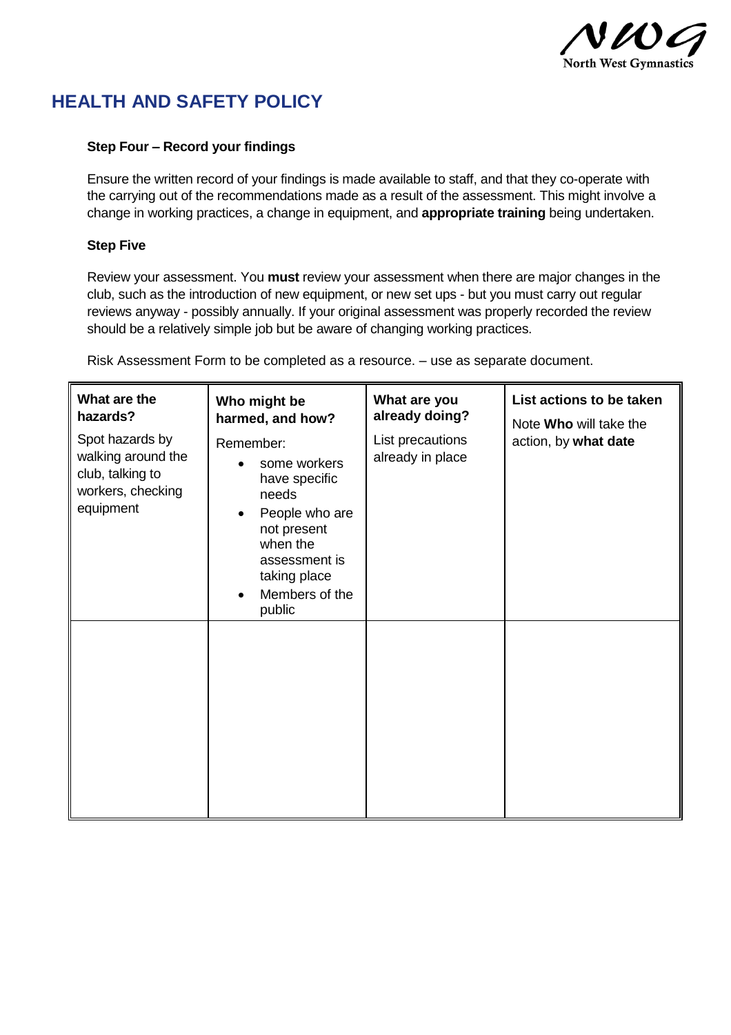## HEALTH AND SAFETY POLICY

**Step Four – Record your findings**

Ensure the written record of your findings is made available to staff, and that they co-operate with the carrying out of the recommendations made as a result of the assessment. This might involve a change in working practices, a change in equipment, and **appropriate training** being undertaken.

**Step Five**

Review your assessment. You **must** review your assessment when there are major changes in the club, such as the introduction of new equipment, or new set ups - but you must carry out regular reviews anyway - possibly annually. If your original assessment was properly recorded the review should be a relatively simple job but be aware of changing working practices.

Risk Assessment Form to be completed as a resource. – use as separate document.

| **What are the hazards?**<br>Spot hazards by walking around the club, talking to workers, checking equipment | **Who might be harmed, and how?**<br>Remember:<br>• some workers have specific needs<br>• People who are not present when the assessment is taking place<br>• Members of the public | **What are you already doing?**<br>List precautions already in place | **List actions to be taken**<br>Note **Who** will take the action, by **what date** |
|---|---|---|---|
| | | | |